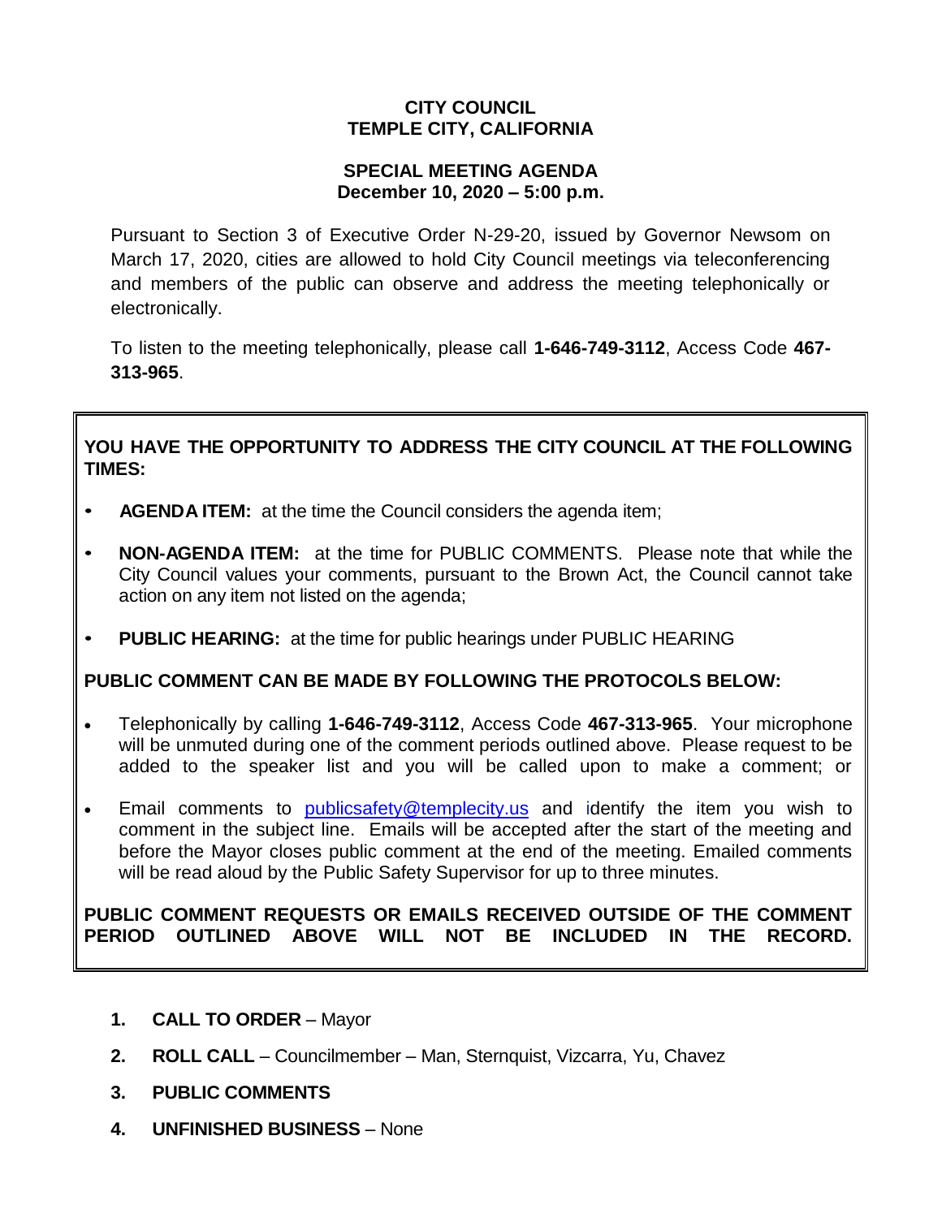# CITY COUNCIL
# TEMPLE CITY, CALIFORNIA

## SPECIAL MEETING AGENDA
## December 10, 2020 – 5:00 p.m.

Pursuant to Section 3 of Executive Order N-29-20, issued by Governor Newsom on March 17, 2020, cities are allowed to hold City Council meetings via teleconferencing and members of the public can observe and address the meeting telephonically or electronically.

To listen to the meeting telephonically, please call **1-646-749-3112**, Access Code **467-313-965**.

**YOU HAVE THE OPPORTUNITY TO ADDRESS THE CITY COUNCIL AT THE FOLLOWING TIMES:**

- **AGENDA ITEM:** at the time the Council considers the agenda item;
- **NON-AGENDA ITEM:** at the time for PUBLIC COMMENTS. Please note that while the City Council values your comments, pursuant to the Brown Act, the Council cannot take action on any item not listed on the agenda;
- **PUBLIC HEARING:** at the time for public hearings under PUBLIC HEARING

**PUBLIC COMMENT CAN BE MADE BY FOLLOWING THE PROTOCOLS BELOW:**

- Telephonically by calling **1-646-749-3112**, Access Code **467-313-965**. Your microphone will be unmuted during one of the comment periods outlined above. Please request to be added to the speaker list and you will be called upon to make a comment; or
- Email comments to publicsafety@templecity.us and identify the item you wish to comment in the subject line. Emails will be accepted after the start of the meeting and before the Mayor closes public comment at the end of the meeting. Emailed comments will be read aloud by the Public Safety Supervisor for up to three minutes.

**PUBLIC COMMENT REQUESTS OR EMAILS RECEIVED OUTSIDE OF THE COMMENT PERIOD OUTLINED ABOVE WILL NOT BE INCLUDED IN THE RECORD.**

1. **CALL TO ORDER** – Mayor
2. **ROLL CALL** – Councilmember – Man, Sternquist, Vizcarra, Yu, Chavez
3. **PUBLIC COMMENTS**
4. **UNFINISHED BUSINESS** – None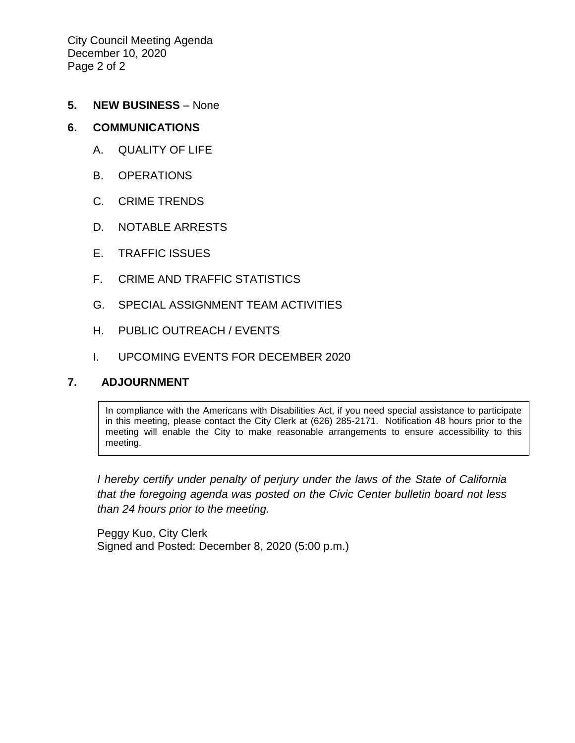**5. NEW BUSINESS** – None

**6. COMMUNICATIONS**

A. QUALITY OF LIFE

B. OPERATIONS

C. CRIME TRENDS

D. NOTABLE ARRESTS

E. TRAFFIC ISSUES

F. CRIME AND TRAFFIC STATISTICS

G. SPECIAL ASSIGNMENT TEAM ACTIVITIES

H. PUBLIC OUTREACH / EVENTS

I. UPCOMING EVENTS FOR DECEMBER 2020

**7. ADJOURNMENT**

In compliance with the Americans with Disabilities Act, if you need special assistance to participate in this meeting, please contact the City Clerk at (626) 285-2171. Notification 48 hours prior to the meeting will enable the City to make reasonable arrangements to ensure accessibility to this meeting.

*I hereby certify under penalty of perjury under the laws of the State of California that the foregoing agenda was posted on the Civic Center bulletin board not less than 24 hours prior to the meeting.*

Peggy Kuo, City Clerk
Signed and Posted: December 8, 2020 (5:00 p.m.)